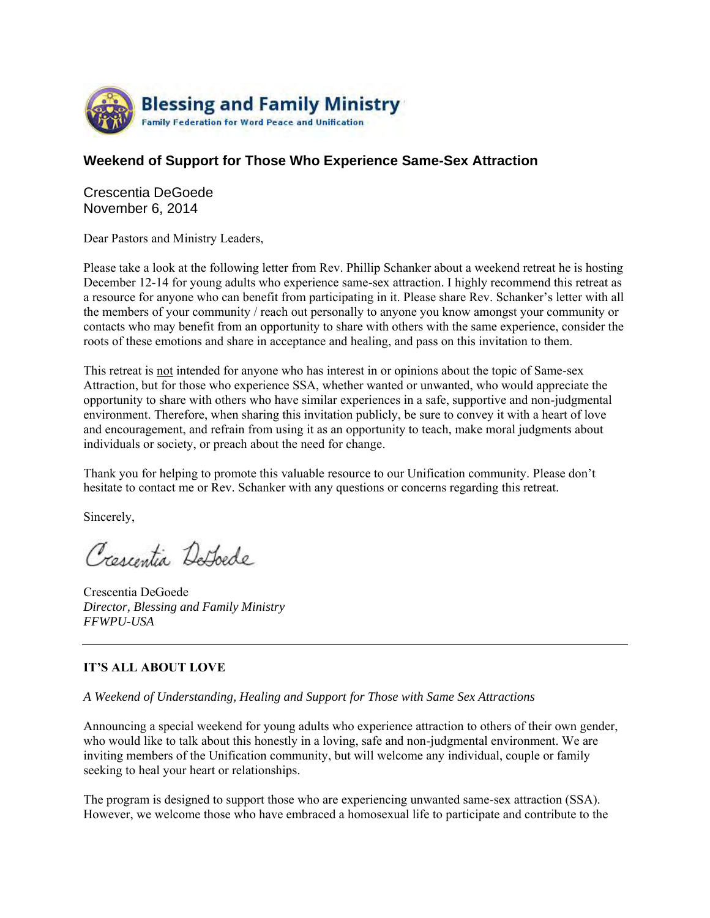**Blessing and Family Ministry**
Family Federation for Word Peace and Unification

## Weekend of Support for Those Who Experience Same-Sex Attraction

Crescentia DeGoede
November 6, 2014

Dear Pastors and Ministry Leaders,

Please take a look at the following letter from Rev. Phillip Schanker about a weekend retreat he is hosting December 12-14 for young adults who experience same-sex attraction. I highly recommend this retreat as a resource for anyone who can benefit from participating in it. Please share Rev. Schanker's letter with all the members of your community / reach out personally to anyone you know amongst your community or contacts who may benefit from an opportunity to share with others with the same experience, consider the roots of these emotions and share in acceptance and healing, and pass on this invitation to them.

This retreat is <u>not</u> intended for anyone who has interest in or opinions about the topic of Same-sex Attraction, but for those who experience SSA, whether wanted or unwanted, who would appreciate the opportunity to share with others who have similar experiences in a safe, supportive and non-judgmental environment. Therefore, when sharing this invitation publicly, be sure to convey it with a heart of love and encouragement, and refrain from using it as an opportunity to teach, make moral judgments about individuals or society, or preach about the need for change.

Thank you for helping to promote this valuable resource to our Unification community. Please don't hesitate to contact me or Rev. Schanker with any questions or concerns regarding this retreat.

Sincerely,

Crescentia DeGoede

Crescentia DeGoede
*Director, Blessing and Family Ministry*
*FFWPU-USA*

---

**IT'S ALL ABOUT LOVE**

*A Weekend of Understanding, Healing and Support for Those with Same Sex Attractions*

Announcing a special weekend for young adults who experience attraction to others of their own gender, who would like to talk about this honestly in a loving, safe and non-judgmental environment. We are inviting members of the Unification community, but will welcome any individual, couple or family seeking to heal your heart or relationships.

The program is designed to support those who are experiencing unwanted same-sex attraction (SSA). However, we welcome those who have embraced a homosexual life to participate and contribute to the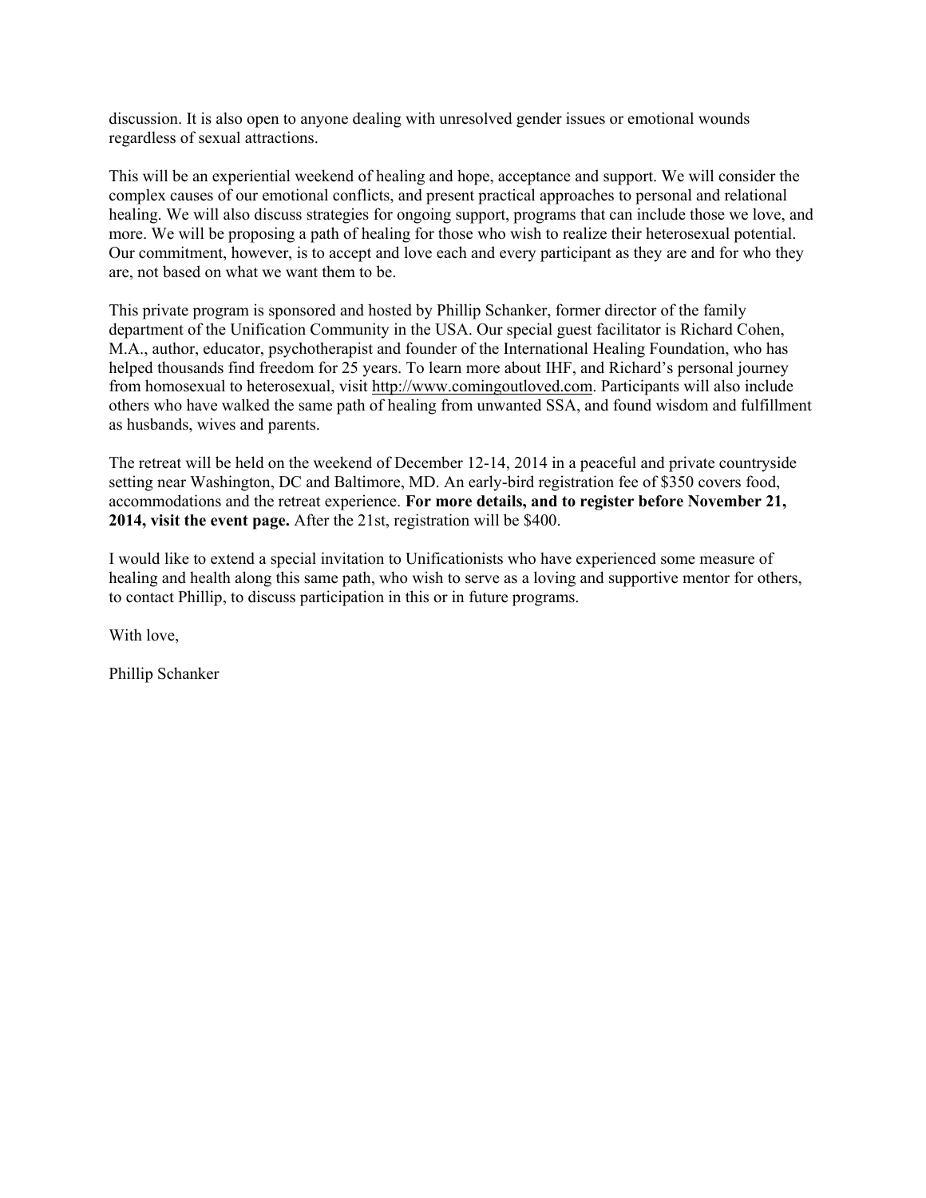discussion. It is also open to anyone dealing with unresolved gender issues or emotional wounds regardless of sexual attractions.

This will be an experiential weekend of healing and hope, acceptance and support. We will consider the complex causes of our emotional conflicts, and present practical approaches to personal and relational healing. We will also discuss strategies for ongoing support, programs that can include those we love, and more. We will be proposing a path of healing for those who wish to realize their heterosexual potential. Our commitment, however, is to accept and love each and every participant as they are and for who they are, not based on what we want them to be.

This private program is sponsored and hosted by Phillip Schanker, former director of the family department of the Unification Community in the USA. Our special guest facilitator is Richard Cohen, M.A., author, educator, psychotherapist and founder of the International Healing Foundation, who has helped thousands find freedom for 25 years. To learn more about IHF, and Richard's personal journey from homosexual to heterosexual, visit http://www.comingoutloved.com. Participants will also include others who have walked the same path of healing from unwanted SSA, and found wisdom and fulfillment as husbands, wives and parents.

The retreat will be held on the weekend of December 12-14, 2014 in a peaceful and private countryside setting near Washington, DC and Baltimore, MD. An early-bird registration fee of $350 covers food, accommodations and the retreat experience. **For more details, and to register before November 21, 2014, visit the event page.** After the 21st, registration will be $400.

I would like to extend a special invitation to Unificationists who have experienced some measure of healing and health along this same path, who wish to serve as a loving and supportive mentor for others, to contact Phillip, to discuss participation in this or in future programs.

With love,

Phillip Schanker